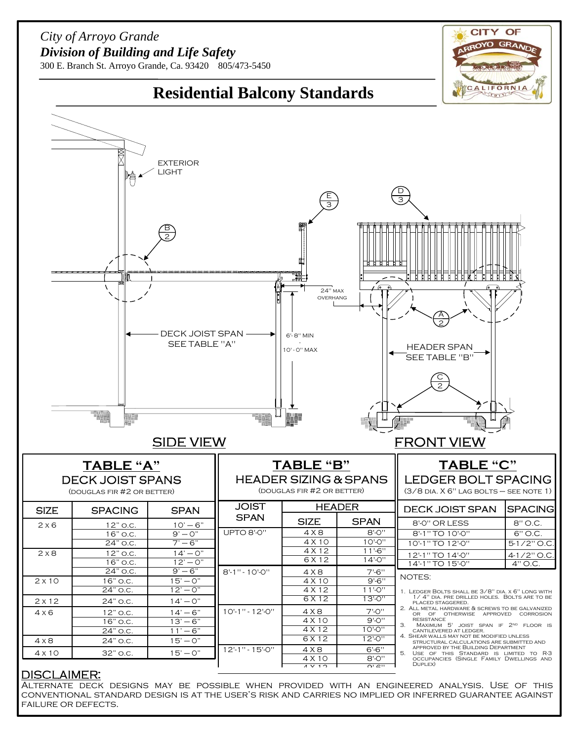*City of Arroyo Grande*

***Division of Building and Life Safety***

300 E. Branch St. Arroyo Grande, Ca. 93420 805/473-5450

# Residential Balcony Standards

EXTERIOR LIGHT

DECK JOIST SPAN SEE TABLE "A"

24" MAX OVERHANG

6'-8" MIN - 10'-0" MAX

HEADER SPAN SEE TABLE "B"

SIDE VIEW

FRONT VIEW

## TABLE "A"

### DECK JOIST SPANS

(DOUGLAS FIR #2 OR BETTER)

| SIZE | SPACING | SPAN |
|---|---|---|
| 2 x 6 | 12" O.C. | 10' – 6" |
| | 16" O.C. | 9' – 0" |
| | 24" O.C. | 7' – 6" |
| 2 x 8 | 12" O.C. | 14' – 0" |
| | 16" O.C. | 12' – 0" |
| | 24" O.C. | 9' – 6" |
| 2 x 10 | 16" O.C. | 15' – 0" |
| | 24" O.C. | 12' – 0" |
| 2 x 12 | 24" O.C. | 14' – 0" |
| 4 x 6 | 12" O.C. | 14' – 6" |
| | 16" O.C. | 13' – 6" |
| | 24" O.C. | 11' – 6" |
| 4 x 8 | 24" O.C. | 15' – 0" |
| 4 x 10 | 32" O.C. | 15' – 0" |

## TABLE "B"

### HEADER SIZING & SPANS

(DOUGLAS FIR #2 OR BETTER)

| JOIST SPAN | HEADER | |
|---|---|---|
| | SIZE | SPAN |
| UPTO 8'-0" | 4 X 8 | 8'-0" |
| | 4 X 10 | 10'-0" |
| | 4 X 12 | 11'-6" |
| | 6 X 12 | 14'-0" |
| 8'-1" - 10'-0" | 4 X 8 | 7'-6" |
| | 4 X 10 | 9'-6" |
| | 4 X 12 | 11'-0" |
| | 6 X 12 | 13'-0" |
| 10'-1" - 12'-0" | 4 X 8 | 7'-0" |
| | 4 X 10 | 9'-0" |
| | 4 X 12 | 10'-0" |
| | 6 X 12 | 12'-0" |
| 12'-1" - 15'-0" | 4 X 8 | 6'-6" |
| | 4 X 10 | 8'-0" |
| | 4 X 12 | 9'-6" |

## TABLE "C"

### LEDGER BOLT SPACING

(3/8 DIA. X 6" LAG BOLTS – SEE NOTE 1)

| DECK JOIST SPAN | SPACING |
|---|---|
| 8'-0" OR LESS | 8" O.C. |
| 8'-1" TO 10'-0" | 6" O.C. |
| 10'-1" TO 12'-0" | 5-1/2" O.C. |
| 12'-1" TO 14'-0" | 4-1/2" O.C. |
| 14'-1" TO 15'-0" | 4" O.C. |

NOTES:

1. Ledger bolts shall be 3/8" dia. x 6" long with 1/ 4" dia. pre drilled holes. Bolts are to be placed staggered.
2. All metal hardware & screws to be galvanized or of otherwise approved corrosion resistance
3. Maximum 5' joist span if 2nd floor is cantilevered at ledger.
4. Shear walls may not be modified unless structural calculations are submitted and approved by the Building Department
5. Use of this Standard is limited to R-3 occupancies (Single Family Dwellings and Duplex)

## DISCLAIMER:

Alternate deck designs may be possible when provided with an engineered analysis. Use of this conventional standard design is at the user's risk and carries no implied or inferred guarantee against failure or defects.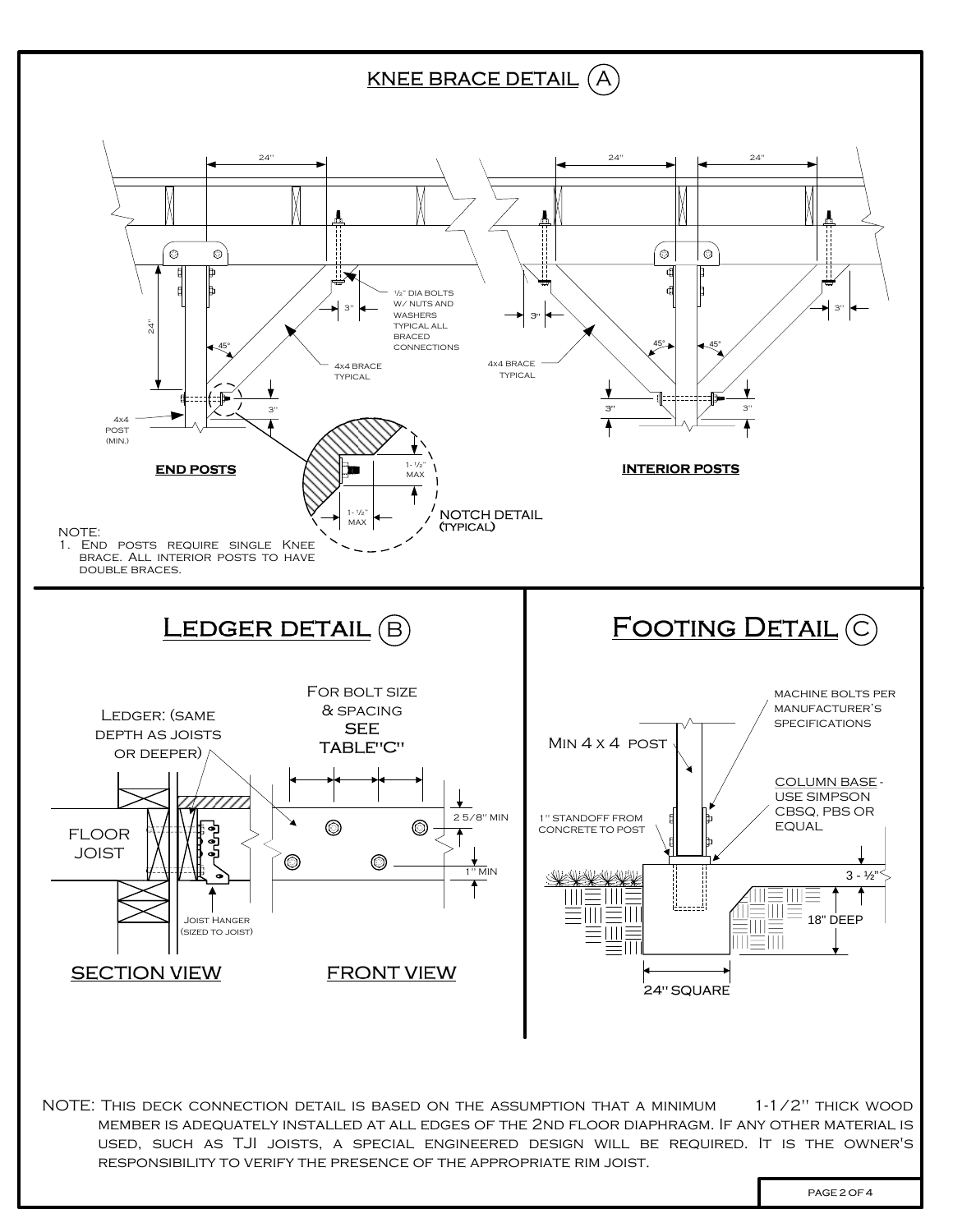## KNEE BRACE DETAIL (A)

24"

24"

24"

½" DIA BOLTS W/ NUTS AND WASHERS TYPICAL ALL BRACED CONNECTIONS

3"

3"

3"

24"

45°

45°

45°

4x4 BRACE TYPICAL

4x4 BRACE TYPICAL

3"

3"

3"

4x4 POST (MIN.)

**END POSTS**

**INTERIOR POSTS**

1- ½" MAX

1- ½" MAX

NOTCH DETAIL (TYPICAL)

NOTE:

1. End posts require single Knee brace. All interior posts to have double braces.

## Ledger detail (B)

For bolt size & spacing SEE TABLE"C"

Ledger: (same depth as joists or deeper)

FLOOR JOIST

2 5/8" MIN

1" MIN

Joist Hanger (sized to joist)

SECTION VIEW

FRONT VIEW

## Footing Detail (C)

machine bolts per manufacturer's specifications

Min 4 x 4 post

COLUMN BASE - USE SIMPSON CBSQ, PBS OR EQUAL

1" STANDOFF FROM CONCRETE TO POST

3 - ½"

18" DEEP

24" SQUARE

NOTE: This deck connection detail is based on the assumption that a minimum 1-1/2" thick wood member is adequately installed at all edges of the 2nd floor diaphragm. If any other material is used, such as TJI joists, a special engineered design will be required. It is the owner's responsibility to verify the presence of the appropriate rim joist.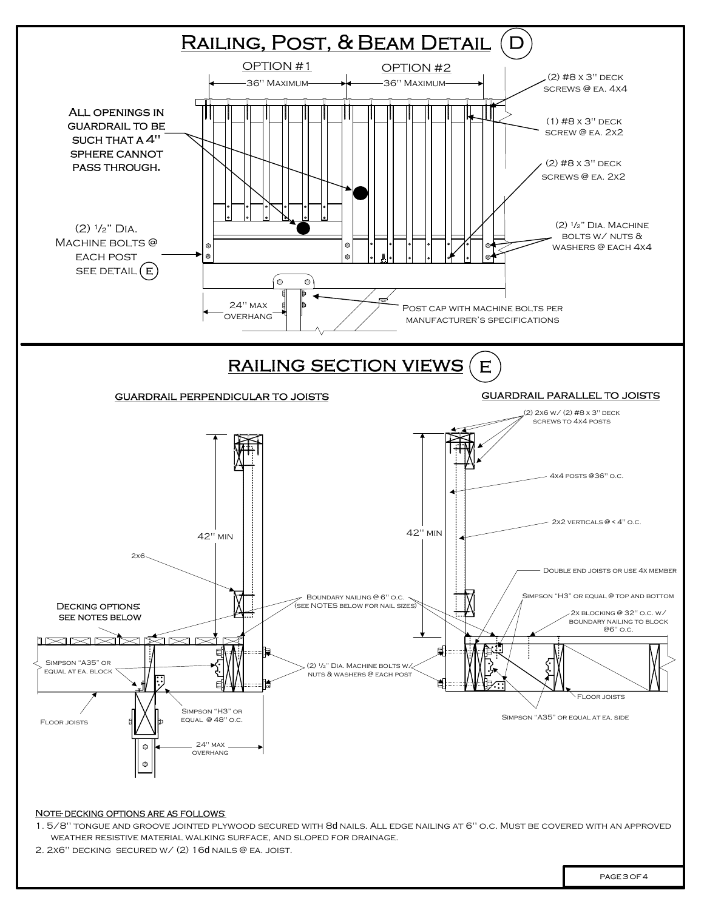# Railing, Post, & Beam Detail (D)

OPTION #1 — 36" Maximum

OPTION #2 — 36" Maximum

All openings in guardrail to be such that a 4" sphere cannot pass through.

(2) 1/2" Dia. Machine bolts @ each post see detail (E)

(2) #8 x 3" deck screws @ ea. 4x4

(1) #8 x 3" deck screw @ ea. 2x2

(2) #8 x 3" deck screws @ ea. 2x2

(2) 1/2" Dia. Machine bolts w/ nuts & washers @ each 4x4

24" max overhang

Post cap with machine bolts per manufacturer's specifications

# Railing Section Views (E)

## Guardrail perpendicular to joists

42" min

2x6

Decking options: see notes below

Boundary nailing @ 6" o.c. (see NOTES below for nail sizes)

Simpson "A35" or equal at ea. block

Floor joists

Simpson "H3" or equal @ 48" o.c.

24" max overhang

(2) 1/2" Dia. Machine bolts w/ nuts & washers @ each post

## Guardrail parallel to joists

(2) 2x6 w/ (2) #8 x 3" deck screws to 4x4 posts

4x4 posts @36" o.c.

2x2 verticals @ < 4" o.c.

42" min

Double end joists or use 4x member

Simpson "H3" or equal @ top and bottom

2x blocking @ 32" o.c. w/ boundary nailing to block @6" o.c.

Floor joists

Simpson "A35" or equal at ea. side

Note- decking options are as follows:

1. 5/8" tongue and groove jointed plywood secured with 8d nails. All edge nailing at 6" o.c. Must be covered with an approved weather resistive material walking surface, and sloped for drainage.
2. 2x6" decking secured w/ (2) 16d nails @ ea. joist.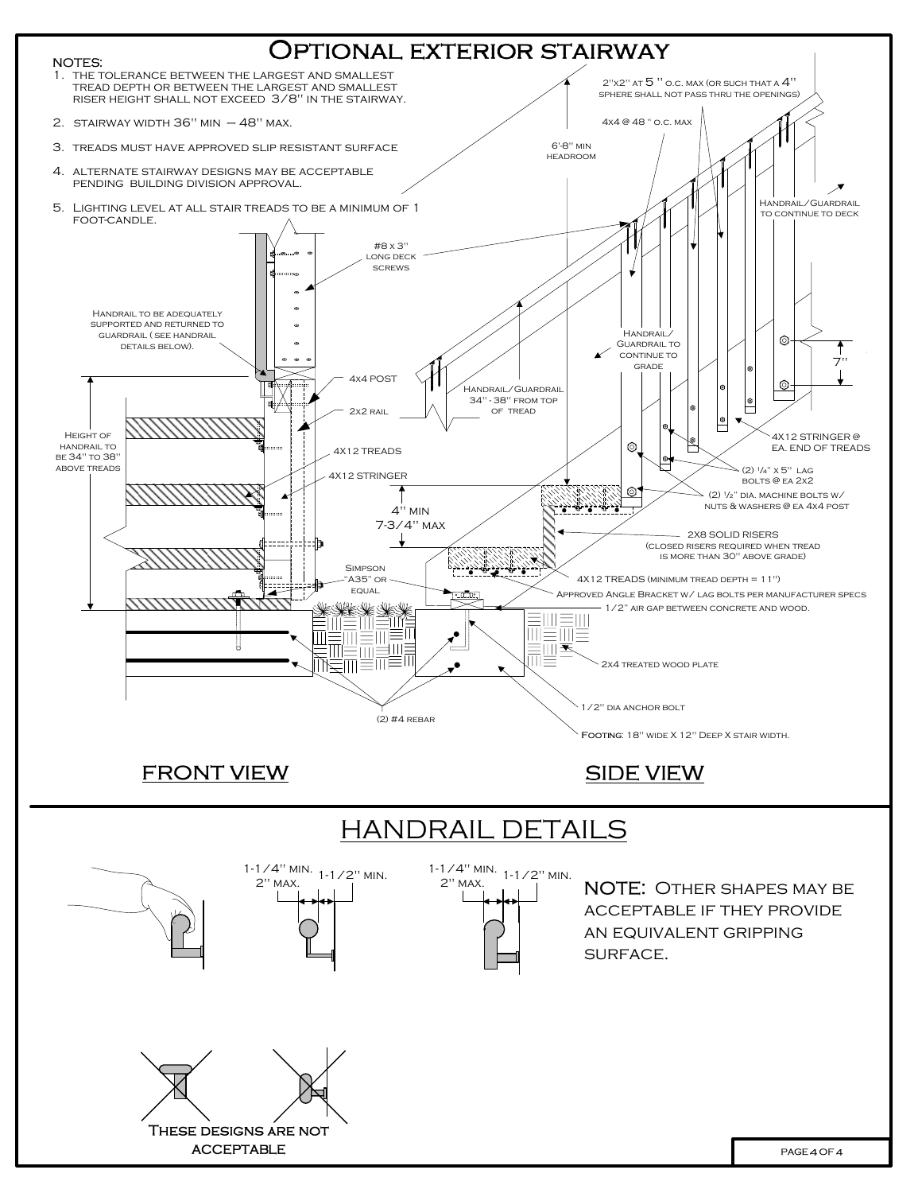# Optional exterior stairway

NOTES:

1. The tolerance between the largest and smallest tread depth or between the largest and smallest riser height shall not exceed 3/8" in the stairway.
2. Stairway width 36" min – 48" max.
3. Treads must have approved slip resistant surface
4. Alternate stairway designs may be acceptable pending building division approval.
5. Lighting level at all stair treads to be a minimum of 1 foot-candle.

2"x2" at 5" o.c. max (or such that a 4" sphere shall not pass thru the openings)

4x4 @ 48" o.c. max

6'-8" min headroom

Handrail/Guardrail to continue to deck

#8 x 3" long deck screws

Handrail to be adequately supported and returned to guardrail ( see handrail details below).

Handrail/Guardrail to continue to grade

7"

4x4 post

Handrail/Guardrail 34" - 38" from top of tread

2x2 rail

Height of handrail to be 34" to 38" above treads

4X12 treads

4X12 stringer

4X12 stringer @ ea. end of treads

(2) 1/4" x 5" lag bolts @ ea 2x2

(2) 1/2" dia. machine bolts w/ nuts & washers @ ea 4x4 post

4" min 7-3/4" max

2x8 solid risers (closed risers required when tread is more than 30" above grade)

Simpson "A35" or equal

4X12 treads (minimum tread depth = 11")

Approved Angle Bracket w/ lag bolts per manufacturer specs

1/2" air gap between concrete and wood.

2x4 treated wood plate

1/2" dia anchor bolt

(2) #4 rebar

Footing: 18" wide X 12" Deep X stair width.

FRONT VIEW

SIDE VIEW

## HANDRAIL DETAILS

1-1/4" min. 2" max.

1-1/2" min.

1-1/4" min. 2" max.

1-1/2" min.

NOTE: Other shapes may be acceptable if they provide an equivalent gripping surface.

These designs are not acceptable